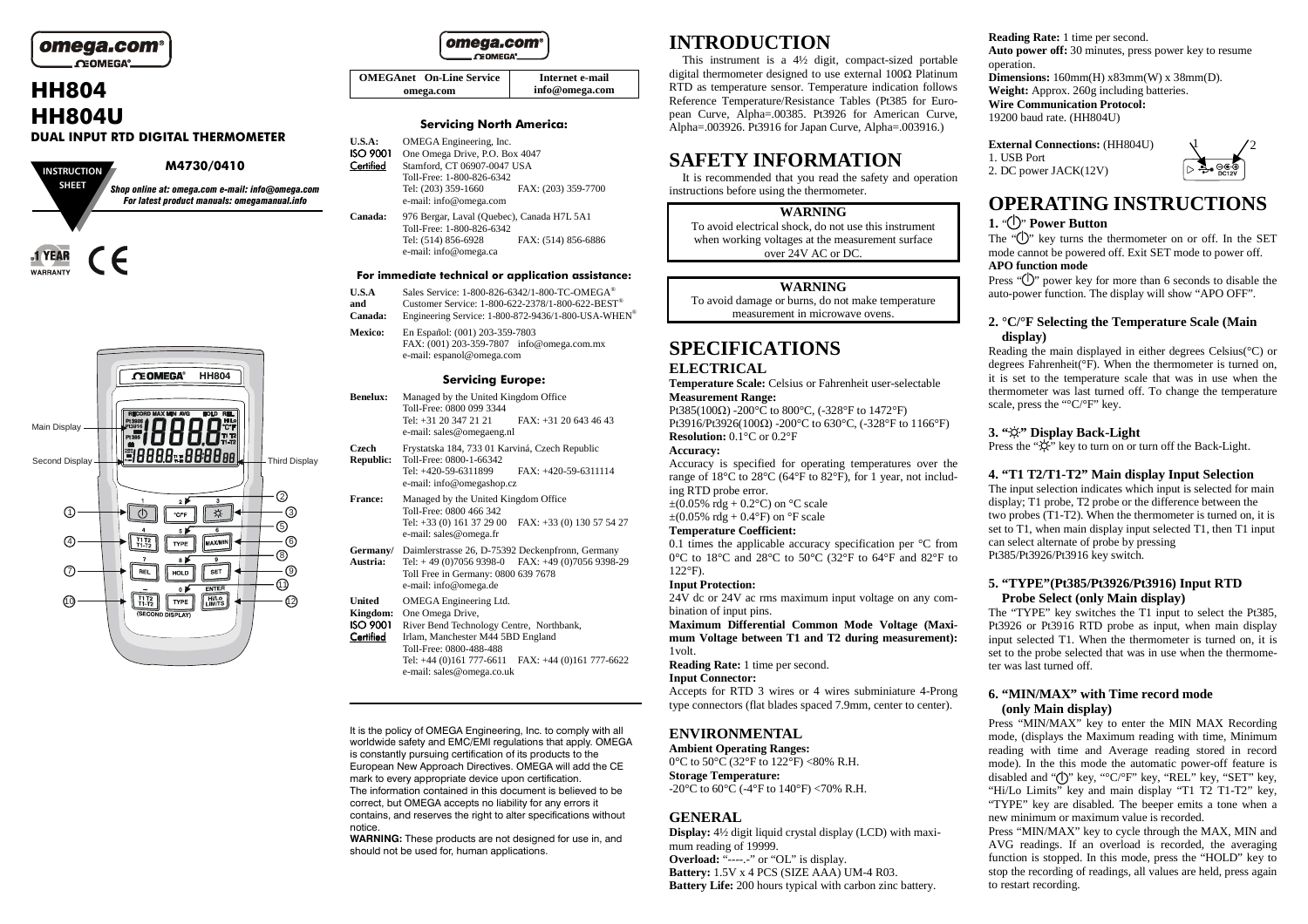omega.com®

# HH804
# HH804U

**DUAL INPUT RTD DIGITAL THERMOMETER**

INSTRUCTION SHEET

**M4730/0410**

*Shop online at: omega.com e-mail: info@omega.com*
*For latest product manuals: omegamanual.info*

1 YEAR WARRANTY

CE

Main Display
Second Display
Third Display

omega.com®

| OMEGAnet On-Line Service omega.com | Internet e-mail info@omega.com |
|---|---|

### Servicing North America:

**U.S.A.:** ISO 9001 Certified
OMEGA Engineering, Inc.
One Omega Drive, P.O. Box 4047
Stamford, CT 06907-0047 USA
Toll-Free: 1-800-826-6342
Tel: (203) 359-1660 FAX: (203) 359-7700
e-mail: info@omega.com

**Canada:**
976 Bergar, Laval (Quebec), Canada H7L 5A1
Toll-Free: 1-800-826-6342
Tel: (514) 856-6928 FAX: (514) 856-6886
e-mail: info@omega.ca

### For immediate technical or application assistance:

**U.S.A and Canada:**
Sales Service: 1-800-826-6342/1-800-TC-OMEGA®
Customer Service: 1-800-622-2378/1-800-622-BEST®
Engineering Service: 1-800-872-9436/1-800-USA-WHEN®

**Mexico:**
En Español: (001) 203-359-7803
FAX: (001) 203-359-7807 info@omega.com.mx
e-mail: espanol@omega.com

### Servicing Europe:

**Benelux:**
Managed by the United Kingdom Office
Toll-Free: 0800 099 3344
Tel: +31 20 347 21 21 FAX: +31 20 643 46 43
e-mail: sales@omegaeng.nl

**Czech Republic:**
Frystatska 184, 733 01 Karviná, Czech Republic
Toll-Free: 0800-1-66342
Tel: +420-59-6311899 FAX: +420-59-6311114
e-mail: info@omegashop.cz

**France:**
Managed by the United Kingdom Office
Toll-Free: 0800 466 342
Tel: +33 (0) 161 37 29 00 FAX: +33 (0) 130 57 54 27
e-mail: sales@omega.fr

**Germany/Austria:**
Daimlerstrasse 26, D-75392 Deckenpfronn, Germany
Tel: + 49 (0)7056 9398-0 FAX: +49 (0)7056 9398-29
Toll Free in Germany: 0800 639 7678
e-mail: info@omega.de

**United Kingdom:** ISO 9001 Certified
OMEGA Engineering Ltd.
One Omega Drive,
River Bend Technology Centre, Northbank,
Irlam, Manchester M44 5BD England
Toll-Free: 0800-488-488
Tel: +44 (0)161 777-6611 FAX: +44 (0)161 777-6622
e-mail: sales@omega.co.uk

It is the policy of OMEGA Engineering, Inc. to comply with all worldwide safety and EMC/EMI regulations that apply. OMEGA is constantly pursuing certification of its products to the European New Approach Directives. OMEGA will add the CE mark to every appropriate device upon certification.
The information contained in this document is believed to be correct, but OMEGA accepts no liability for any errors it contains, and reserves the right to alter specifications without notice.
**WARNING:** These products are not designed for use in, and should not be used for, human applications.

# INTRODUCTION

This instrument is a 4½ digit, compact-sized portable digital thermometer designed to use external 100Ω Platinum RTD as temperature sensor. Temperature indication follows Reference Temperature/Resistance Tables (Pt385 for European Curve, Alpha=.00385. Pt3926 for American Curve, Alpha=.003926. Pt3916 for Japan Curve, Alpha=.003916.)

# SAFETY INFORMATION

It is recommended that you read the safety and operation instructions before using the thermometer.

**WARNING**
To avoid electrical shock, do not use this instrument when working voltages at the measurement surface over 24V AC or DC.

**WARNING**
To avoid damage or burns, do not make temperature measurement in microwave ovens.

# SPECIFICATIONS

## ELECTRICAL

**Temperature Scale:** Celsius or Fahrenheit user-selectable
**Measurement Range:**
Pt385(100Ω) -200°C to 800°C, (-328°F to 1472°F)
Pt3916/Pt3926(100Ω) -200°C to 630°C, (-328°F to 1166°F)
**Resolution:** 0.1°C or 0.2°F
**Accuracy:**
Accuracy is specified for operating temperatures over the range of 18°C to 28°C (64°F to 82°F), for 1 year, not including RTD probe error.
±(0.05% rdg + 0.2°C) on °C scale
±(0.05% rdg + 0.4°F) on °F scale
**Temperature Coefficient:**
0.1 times the applicable accuracy specification per °C from 0°C to 18°C and 28°C to 50°C (32°F to 64°F and 82°F to 122°F).
**Input Protection:**
24V dc or 24V ac rms maximum input voltage on any combination of input pins.
**Maximum Differential Common Mode Voltage (Maximum Voltage between T1 and T2 during measurement):** 1volt.
**Reading Rate:** 1 time per second.
**Input Connector:**
Accepts for RTD 3 wires or 4 wires subminiature 4-Prong type connectors (flat blades spaced 7.9mm, center to center).

## ENVIRONMENTAL

**Ambient Operating Ranges:**
0°C to 50°C (32°F to 122°F) <80% R.H.
**Storage Temperature:**
-20°C to 60°C (-4°F to 140°F) <70% R.H.

## GENERAL

**Display:** 4½ digit liquid crystal display (LCD) with maximum reading of 19999.
**Overload:** "----.-" or "OL" is display.
**Battery:** 1.5V x 4 PCS (SIZE AAA) UM-4 R03.
**Battery Life:** 200 hours typical with carbon zinc battery.
**Reading Rate:** 1 time per second.
**Auto power off:** 30 minutes, press power key to resume operation.
**Dimensions:** 160mm(H) x83mm(W) x 38mm(D).
**Weight:** Approx. 260g including batteries.
**Wire Communication Protocol:**
19200 baud rate. (HH804U)

**External Connections:** (HH804U)
1. USB Port
2. DC power JACK(12V)

# OPERATING INSTRUCTIONS

### 1. "⏻" Power Button

The "⏻" key turns the thermometer on or off. In the SET mode cannot be powered off. Exit SET mode to power off.
**APO function mode**
Press "⏻" power key for more than 6 seconds to disable the auto-power function. The display will show "APO OFF".

### 2. °C/°F Selecting the Temperature Scale (Main display)

Reading the main displayed in either degrees Celsius(°C) or degrees Fahrenheit(°F). When the thermometer is turned on, it is set to the temperature scale that was in use when the thermometer was last turned off. To change the temperature scale, press the "°C/°F" key.

### 3. "☼" Display Back-Light

Press the "☼" key to turn on or turn off the Back-Light.

### 4. "T1 T2/T1-T2" Main display Input Selection

The input selection indicates which input is selected for main display; T1 probe, T2 probe or the difference between the two probes (T1-T2). When the thermometer is turned on, it is set to T1, when main display input selected T1, then T1 input can select alternate of probe by pressing Pt385/Pt3926/Pt3916 key switch.

### 5. "TYPE"(Pt385/Pt3926/Pt3916) Input RTD Probe Select (only Main display)

The "TYPE" key switches the T1 input to select the Pt385, Pt3926 or Pt3916 RTD probe as input, when main display input selected T1. When the thermometer is turned on, it is set to the probe selected that was in use when the thermometer was last turned off.

### 6. "MIN/MAX" with Time record mode (only Main display)

Press "MIN/MAX" key to enter the MIN MAX Recording mode, (displays the Maximum reading with time, Minimum reading with time and Average reading stored in record mode). In the this mode the automatic power-off feature is disabled and "⏻" key, "°C/°F" key, "REL" key, "SET" key, "Hi/Lo Limits" key and main display "T1 T2 T1-T2" key, "TYPE" key are disabled. The beeper emits a tone when a new minimum or maximum value is recorded.

Press "MIN/MAX" key to cycle through the MAX, MIN and AVG readings. If an overload is recorded, the averaging function is stopped. In this mode, press the "HOLD" key to stop the recording of readings, all values are held, press again to restart recording.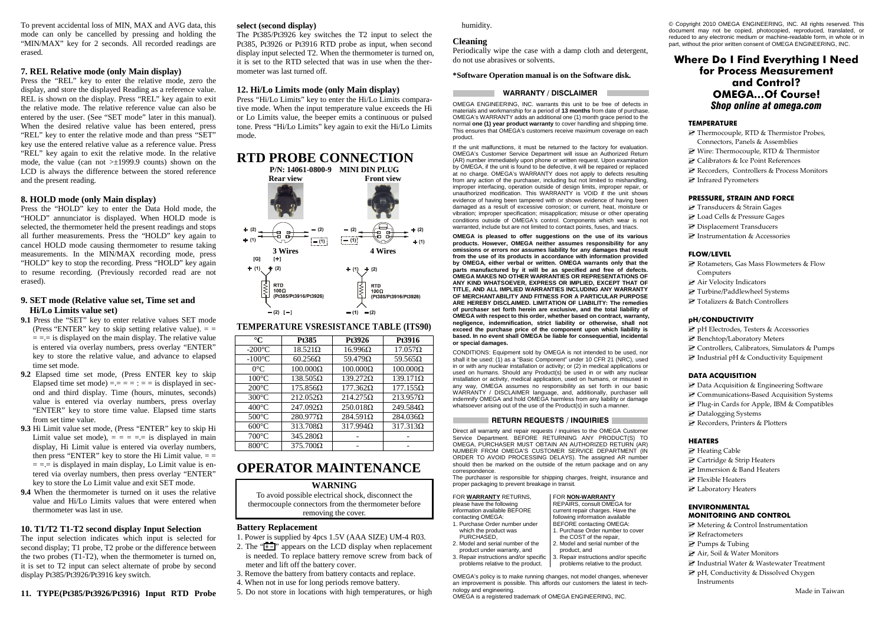To prevent accidental loss of MIN, MAX and AVG data, this mode can only be cancelled by pressing and holding the "MIN/MAX" key for 2 seconds. All recorded readings are erased.

### 7. REL Relative mode (only Main display)

Press the "REL" key to enter the relative mode, zero the display, and store the displayed Reading as a reference value. REL is shown on the display. Press "REL" key again to exit the relative mode. The relative reference value can also be entered by the user. (See "SET mode" later in this manual). When the desired relative value has been entered, press "REL" key to enter the relative mode and than press "SET" key use the entered relative value as a reference value. Press "REL" key again to exit the relative mode. In the relative mode, the value (can not >±1999.9 counts) shown on the LCD is always the difference between the stored reference and the present reading.

### 8. HOLD mode (only Main display)

Press the "HOLD" key to enter the Data Hold mode, the "HOLD" annunciator is displayed. When HOLD mode is selected, the thermometer held the present readings and stops all further measurements. Press the "HOLD" key again to cancel HOLD mode causing thermometer to resume taking measurements. In the MIN/MAX recording mode, press "HOLD" key to stop the recording. Press "HOLD" key again to resume recording. (Previously recorded read are not erased).

### 9. SET mode (Relative value set, Time set and Hi/Lo Limits value set)

**9.1** Press the "SET" key to enter relative values SET mode (Press "ENTER" key to skip setting relative value). = = = =.= is displayed on the main display. The relative value is entered via overlay numbers, press overlay "ENTER" key to store the relative value, and advance to elapsed time set mode.

**9.2** Elapsed time set mode, (Press ENTER key to skip Elapsed time set mode) =.= = = : = = is displayed in second and third display. Time (hours, minutes, seconds) value is entered via overlay numbers, press overlay "ENTER" key to store time value. Elapsed time starts from set time value.

**9.3** Hi Limit value set mode, (Press "ENTER" key to skip Hi Limit value set mode), = = = =.= is displayed in main display, Hi Limit value is entered via overlay numbers, then press "ENTER" key to store the Hi Limit value. = = = =.= is displayed in main display, Lo Limit value is entered via overlay numbers, then press overlay "ENTER" key to store the Lo Limit value and exit SET mode.

**9.4** When the thermometer is turned on it uses the relative value and Hi/Lo Limits values that were entered when thermometer was last in use.

### 10. T1/T2 T1-T2 second display Input Selection

The input selection indicates which input is selected for second display; T1 probe, T2 probe or the difference between the two probes (T1-T2), when the thermometer is turned on, it is set to T2 input can select alternate of probe by second display Pt385/Pt3926/Pt3916 key switch.

### 11. TYPE(Pt385/Pt3926/Pt3916) Input RTD Probe select (second display)

The Pt385/Pt3926 key switches the T2 input to select the Pt385, Pt3926 or Pt3916 RTD probe as input, when second display input selected T2. When the thermometer is turned on, it is set to the RTD selected that was in use when the thermometer was last turned off.

### 12. Hi/Lo Limits mode (only Main display)

Press "Hi/Lo Limits" key to enter the Hi/Lo Limits comparative mode. When the input temperature value exceeds the Hi or Lo Limits value, the beeper emits a continuous or pulsed tone. Press "Hi/Lo Limits" key again to exit the Hi/Lo Limits mode.

# RTD PROBE CONNECTION

**P/N: 14061-0800-9 MINI DIN PLUG**

**Rear view** **Front view**

+ (2) − (2) + (1) − (1)

**3 Wires** **4 Wires**

[G] [+]

+ (1) + (2) RTD 100Ω (Pt385/Pt3916/Pt3926) − (2) [−]

+ (1) + (2) RTD 100Ω (Pt385/Pt3916/Pt3926) − (1) − (2)

## TEMPERATURE VSRESISTANCE TABLE (ITS90)

| °C | Pt385 | Pt3926 | Pt3916 |
|---|---|---|---|
| -200°C | 18.521Ω | 16.996Ω | 17.057Ω |
| -100°C | 60.256Ω | 59.479Ω | 59.565Ω |
| 0°C | 100.000Ω | 100.000Ω | 100.000Ω |
| 100°C | 138.505Ω | 139.272Ω | 139.171Ω |
| 200°C | 175.856Ω | 177.362Ω | 177.155Ω |
| 300°C | 212.052Ω | 214.275Ω | 213.957Ω |
| 400°C | 247.092Ω | 250.018Ω | 249.584Ω |
| 500°C | 280.977Ω | 284.591Ω | 284.036Ω |
| 600°C | 313.708Ω | 317.994Ω | 317.313Ω |
| 700°C | 345.280Ω | - | - |
| 800°C | 375.700Ω | - | - |

# OPERATOR MAINTENANCE

**WARNING**

To avoid possible electrical shock, disconnect the thermocouple connectors from the thermometer before removing the cover.

### Battery Replacement

1. Power is supplied by 4pcs 1.5V (AAA SIZE) UM-4 R03.
2. The "[battery symbol]" appears on the LCD display when replacement is needed. To replace battery remove screw from back of meter and lift off the battery cover.
3. Remove the battery from battery contacts and replace.
4. When not in use for long periods remove battery.
5. Do not store in locations with high temperatures, or high humidity.

### Cleaning

Periodically wipe the case with a damp cloth and detergent, do not use abrasives or solvents.

**\*Software Operation manual is on the Software disk.**

## WARRANTY / DISCLAIMER

OMEGA ENGINEERING, INC. warrants this unit to be free of defects in materials and workmanship for a period of **13 months** from date of purchase. OMEGA's WARRANTY adds an additional one (1) month grace period to the normal **one (1) year product warranty** to cover handling and shipping time. This ensures that OMEGA's customers receive maximum coverage on each product.

If the unit malfunctions, it must be returned to the factory for evaluation. OMEGA's Customer Service Department will issue an Authorized Return (AR) number immediately upon phone or written request. Upon examination by OMEGA, if the unit is found to be defective, it will be repaired or replaced at no charge. OMEGA's WARRANTY does not apply to defects resulting from any action of the purchaser, including but not limited to mishandling, improper interfacing, operation outside of design limits, improper repair, or unauthorized modification. This WARRANTY is VOID if the unit shows evidence of having been tampered with or shows evidence of having been damaged as a result of excessive corrosion; or current, heat, moisture or vibration; improper specification; misapplication; misuse or other operating conditions outside of OMEGA's control. Components which wear is not warranted, include but are not limited to contact points, fuses, and triacs.

**OMEGA is pleased to offer suggestions on the use of its various products. However, OMEGA neither assumes responsibility for any omissions or errors nor assumes liability for any damages that result from the use of its products in accordance with information provided by OMEGA, either verbal or written. OMEGA warrants only that the parts manufactured by it will be as specified and free of defects. OMEGA MAKES NO OTHER WARRANTIES OR REPRESENTATIONS OF ANY KIND WHATSOEVER, EXPRESS OR IMPLIED, EXCEPT THAT OF TITLE, AND ALL IMPLIED WARRANTIES INCLUDING ANY WARRANTY OF MERCHANTABILITY AND FITNESS FOR A PARTICULAR PURPOSE ARE HEREBY DISCLAIMED. LIMITATION OF LIABILITY: The remedies of purchaser set forth herein are exclusive, and the total liability of OMEGA with respect to this order, whether based on contract, warranty, negligence, indemnification, strict liability or otherwise, shall not exceed the purchase price of the component upon which liability is based. In no event shall OMEGA be liable for consequential, incidental or special damages.**

CONDITIONS: Equipment sold by OMEGA is not intended to be used, nor shall it be used: (1) as a "Basic Component" under 10 CFR 21 (NRC), used in or with any nuclear installation or activity; or (2) in medical applications or used on humans. Should any Product(s) be used in or with any nuclear installation or activity, medical application, used on humans, or misused in any way, OMEGA assumes no responsibility as set forth in our basic WARRANTY / DISCLAIMER language, and, additionally, purchaser will indemnify OMEGA and hold OMEGA harmless from any liability or damage whatsoever arising out of the use of the Product(s) in such a manner.

## RETURN REQUESTS / INQUIRIES

Direct all warranty and repair requests / inquiries to the OMEGA Customer Service Department. BEFORE RETURNING ANY PRODUCT(S) TO OMEGA, PURCHASER MUST OBTAIN AN AUTHORIZED RETURN (AR) NUMBER FROM OMEGA'S CUSTOMER SERVICE DEPARTMENT (IN ORDER TO AVOID PROCESSING DELAYS). The assigned AR number should then be marked on the outside of the return package and on any correspondence.

The purchaser is responsible for shipping charges, freight, insurance and proper packaging to prevent breakage in transit.

FOR **WARRANTY** RETURNS, please have the following information available BEFORE contacting OMEGA:

1. Purchase Order number under which the product was PURCHASED,
2. Model and serial number of the product under warranty, and
3. Repair instructions and/or specific problems relative to the product.

FOR **NON-WARRANTY** REPAIRS, consult OMEGA for current repair charges. Have the following information available BEFORE contacting OMEGA:

1. Purchase Order number to cover the COST of the repair,
2. Model and serial number of the product, and
3. Repair instructions and/or specific problems relative to the product.

OMEGA's policy is to make running changes, not model changes, whenever an improvement is possible. This affords our customers the latest in technology and engineering.

OMEGA is a registered trademark of OMEGA ENGINEERING, INC.

© Copyright 2010 OMEGA ENGINEERING, INC. All rights reserved. This document may not be copied, photocopied, reproduced, translated, or reduced to any electronic medium or machine-readable form, in whole or in part, without the prior written consent of OMEGA ENGINEERING, INC.

## Where Do I Find Everything I Need for Process Measurement and Control? OMEGA…Of Course!

***Shop online at omega.com***

#### TEMPERATURE

- Thermocouple, RTD & Thermistor Probes, Connectors, Panels & Assemblies
- Wire: Thermocouple, RTD & Thermistor
- Calibrators & Ice Point References
- Recorders, Controllers & Process Monitors
- Infrared Pyrometers

#### PRESSURE, STRAIN AND FORCE

- Transducers & Strain Gages
- Load Cells & Pressure Gages
- Displacement Transducers
- Instrumentation & Accessories

#### FLOW/LEVEL

- Rotameters, Gas Mass Flowmeters & Flow Computers
- Air Velocity Indicators
- Turbine/Paddlewheel Systems
- Totalizers & Batch Controllers

#### pH/CONDUCTIVITY

- pH Electrodes, Testers & Accessories
- Benchtop/Laboratory Meters
- Controllers, Calibrators, Simulators & Pumps
- Industrial pH & Conductivity Equipment

#### DATA ACQUISITION

- Data Acquisition & Engineering Software
- Communications-Based Acquisition Systems
- Plug-in Cards for Apple, IBM & Compatibles
- Datalogging Systems
- Recorders, Printers & Plotters

#### HEATERS

- Heating Cable
- Cartridge & Strip Heaters
- Immersion & Band Heaters
- Flexible Heaters
- Laboratory Heaters

#### ENVIRONMENTAL MONITORING AND CONTROL

- Metering & Control Instrumentation
- Refractometers
- Pumps & Tubing
- Air, Soil & Water Monitors
- Industrial Water & Wastewater Treatment
- pH, Conductivity & Dissolved Oxygen Instruments

Made in Taiwan